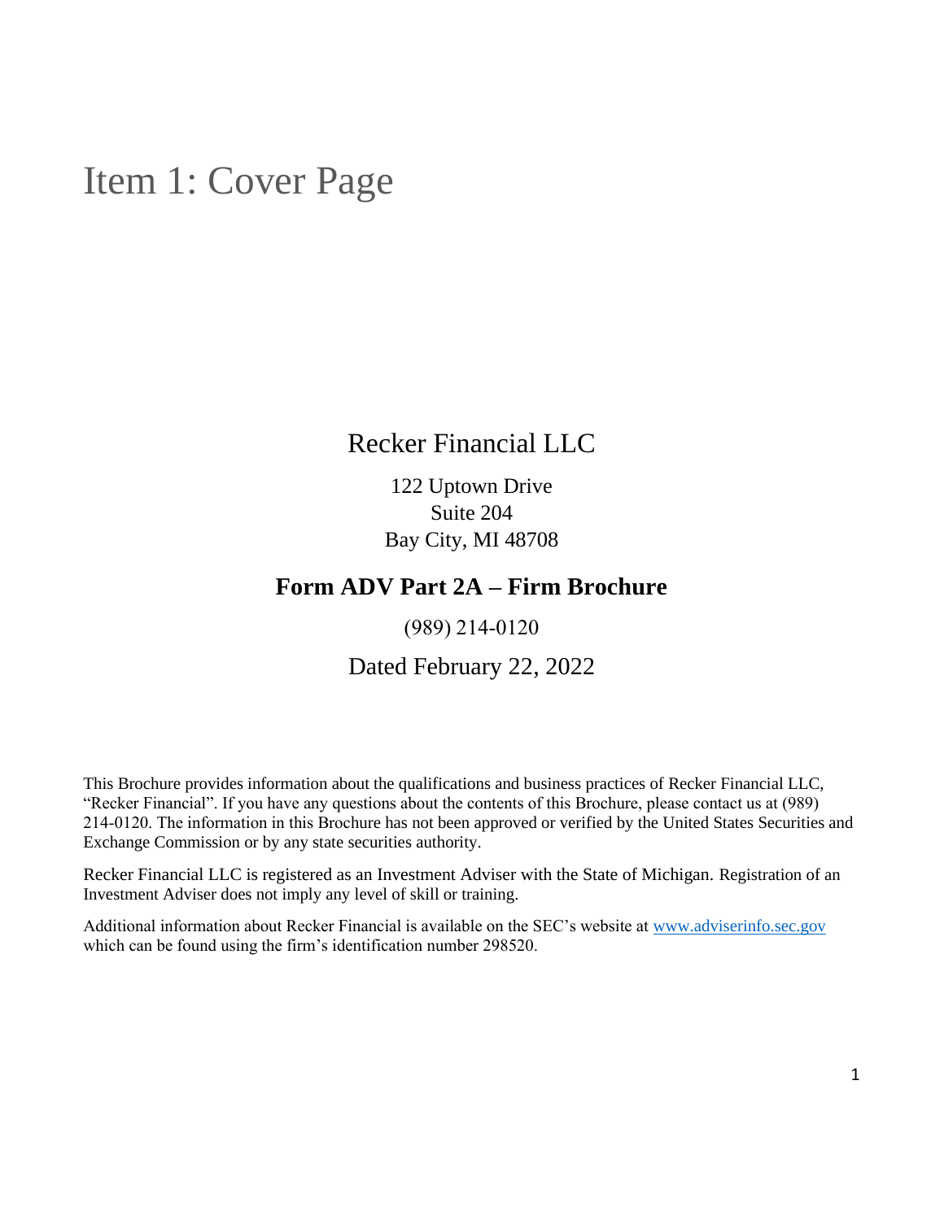# Item 1: Cover Page

Recker Financial LLC

122 Uptown Drive
Suite 204
Bay City, MI 48708

## Form ADV Part 2A – Firm Brochure

(989) 214-0120

Dated February 22, 2022

This Brochure provides information about the qualifications and business practices of Recker Financial LLC, "Recker Financial". If you have any questions about the contents of this Brochure, please contact us at (989) 214-0120. The information in this Brochure has not been approved or verified by the United States Securities and Exchange Commission or by any state securities authority.

Recker Financial LLC is registered as an Investment Adviser with the State of Michigan. Registration of an Investment Adviser does not imply any level of skill or training.

Additional information about Recker Financial is available on the SEC's website at www.adviserinfo.sec.gov which can be found using the firm's identification number 298520.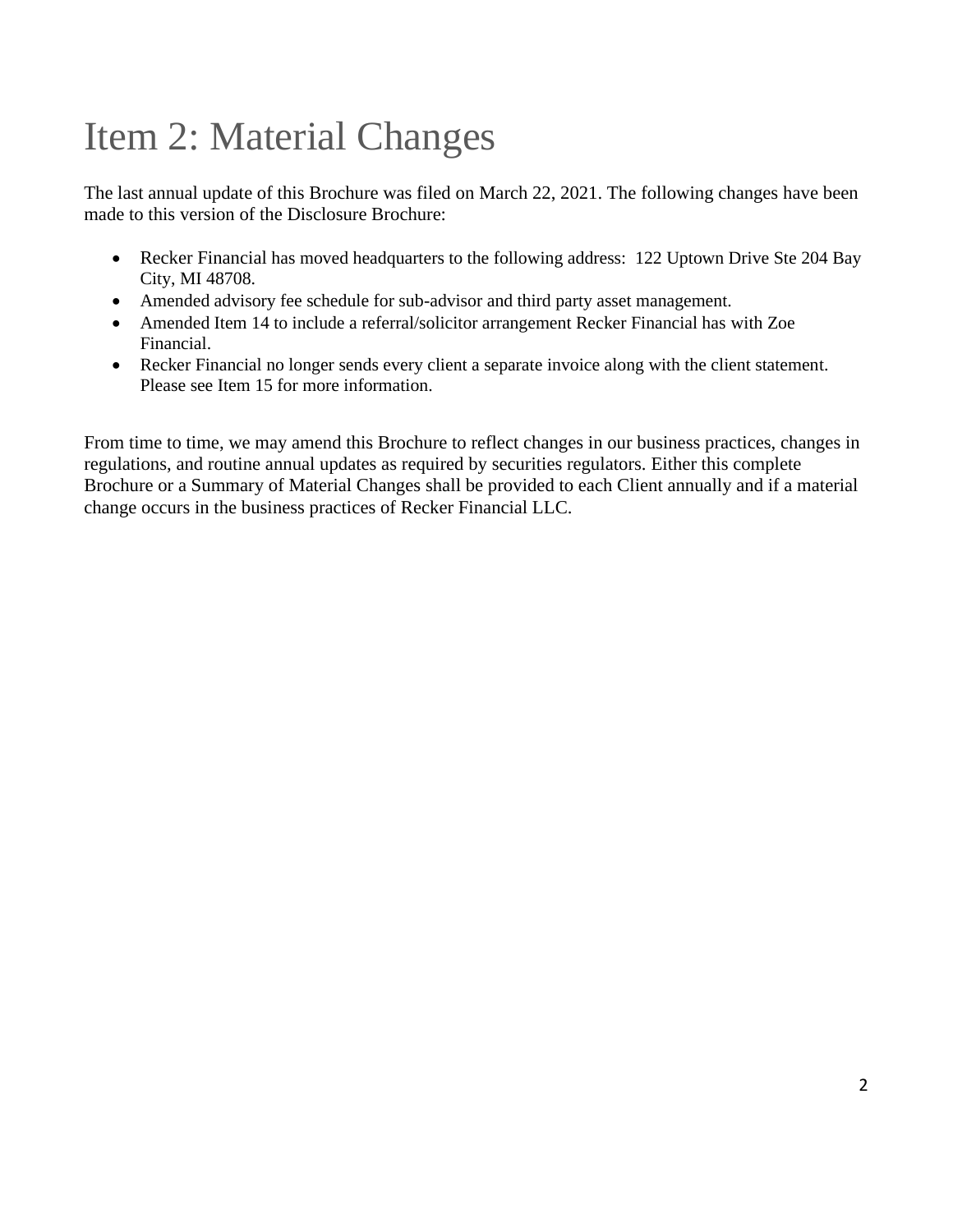# Item 2: Material Changes

The last annual update of this Brochure was filed on March 22, 2021. The following changes have been made to this version of the Disclosure Brochure:

- Recker Financial has moved headquarters to the following address: 122 Uptown Drive Ste 204 Bay City, MI 48708.
- Amended advisory fee schedule for sub-advisor and third party asset management.
- Amended Item 14 to include a referral/solicitor arrangement Recker Financial has with Zoe Financial.
- Recker Financial no longer sends every client a separate invoice along with the client statement. Please see Item 15 for more information.

From time to time, we may amend this Brochure to reflect changes in our business practices, changes in regulations, and routine annual updates as required by securities regulators. Either this complete Brochure or a Summary of Material Changes shall be provided to each Client annually and if a material change occurs in the business practices of Recker Financial LLC.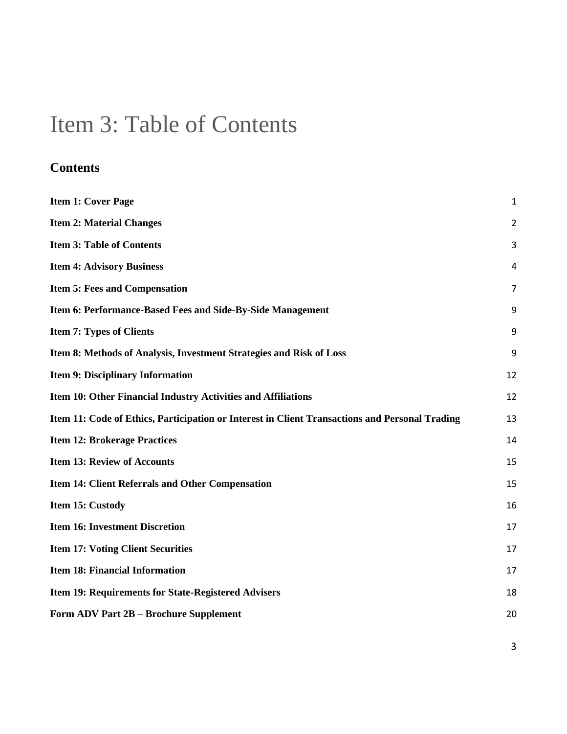# Item 3: Table of Contents

## Contents

| | |
|---|---|
| **Item 1: Cover Page** | 1 |
| **Item 2: Material Changes** | 2 |
| **Item 3: Table of Contents** | 3 |
| **Item 4: Advisory Business** | 4 |
| **Item 5: Fees and Compensation** | 7 |
| **Item 6: Performance-Based Fees and Side-By-Side Management** | 9 |
| **Item 7: Types of Clients** | 9 |
| **Item 8: Methods of Analysis, Investment Strategies and Risk of Loss** | 9 |
| **Item 9: Disciplinary Information** | 12 |
| **Item 10: Other Financial Industry Activities and Affiliations** | 12 |
| **Item 11: Code of Ethics, Participation or Interest in Client Transactions and Personal Trading** | 13 |
| **Item 12: Brokerage Practices** | 14 |
| **Item 13: Review of Accounts** | 15 |
| **Item 14: Client Referrals and Other Compensation** | 15 |
| **Item 15: Custody** | 16 |
| **Item 16: Investment Discretion** | 17 |
| **Item 17: Voting Client Securities** | 17 |
| **Item 18: Financial Information** | 17 |
| **Item 19: Requirements for State-Registered Advisers** | 18 |
| **Form ADV Part 2B – Brochure Supplement** | 20 |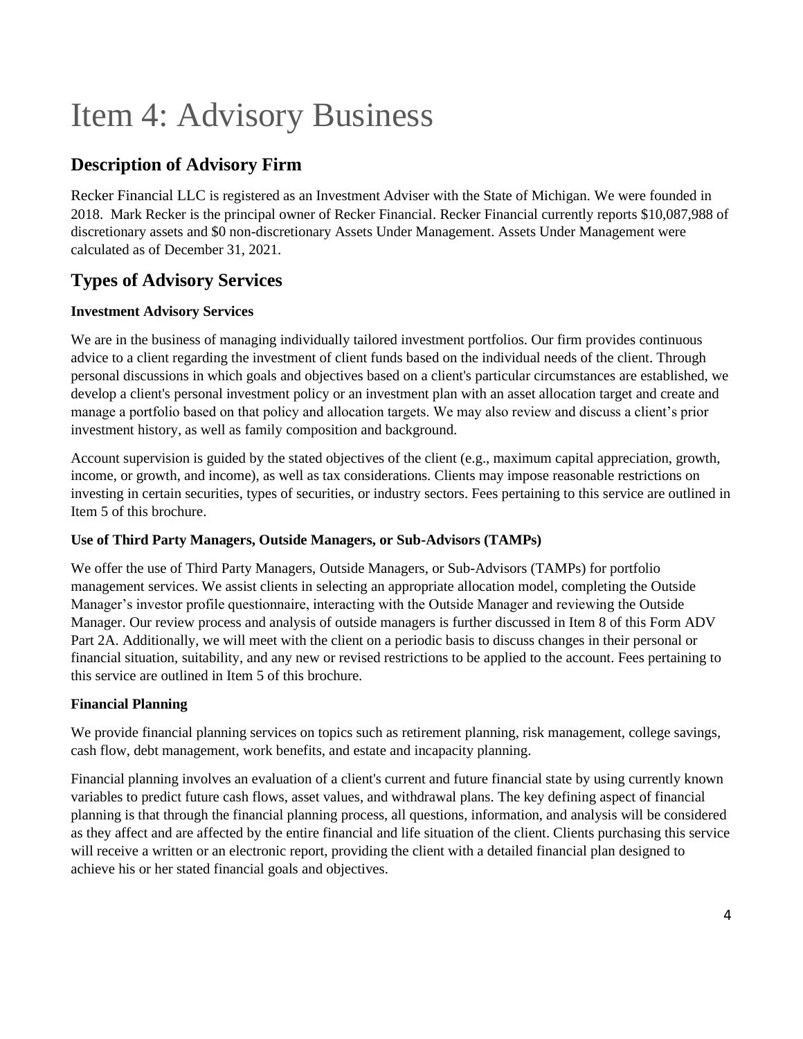# Item 4: Advisory Business

## Description of Advisory Firm

Recker Financial LLC is registered as an Investment Adviser with the State of Michigan. We were founded in 2018. Mark Recker is the principal owner of Recker Financial. Recker Financial currently reports $10,087,988 of discretionary assets and $0 non-discretionary Assets Under Management. Assets Under Management were calculated as of December 31, 2021.

## Types of Advisory Services

**Investment Advisory Services**

We are in the business of managing individually tailored investment portfolios. Our firm provides continuous advice to a client regarding the investment of client funds based on the individual needs of the client. Through personal discussions in which goals and objectives based on a client's particular circumstances are established, we develop a client's personal investment policy or an investment plan with an asset allocation target and create and manage a portfolio based on that policy and allocation targets. We may also review and discuss a client's prior investment history, as well as family composition and background.

Account supervision is guided by the stated objectives of the client (e.g., maximum capital appreciation, growth, income, or growth, and income), as well as tax considerations. Clients may impose reasonable restrictions on investing in certain securities, types of securities, or industry sectors. Fees pertaining to this service are outlined in Item 5 of this brochure.

**Use of Third Party Managers, Outside Managers, or Sub-Advisors (TAMPs)**

We offer the use of Third Party Managers, Outside Managers, or Sub-Advisors (TAMPs) for portfolio management services. We assist clients in selecting an appropriate allocation model, completing the Outside Manager's investor profile questionnaire, interacting with the Outside Manager and reviewing the Outside Manager. Our review process and analysis of outside managers is further discussed in Item 8 of this Form ADV Part 2A. Additionally, we will meet with the client on a periodic basis to discuss changes in their personal or financial situation, suitability, and any new or revised restrictions to be applied to the account. Fees pertaining to this service are outlined in Item 5 of this brochure.

**Financial Planning**

We provide financial planning services on topics such as retirement planning, risk management, college savings, cash flow, debt management, work benefits, and estate and incapacity planning.

Financial planning involves an evaluation of a client's current and future financial state by using currently known variables to predict future cash flows, asset values, and withdrawal plans. The key defining aspect of financial planning is that through the financial planning process, all questions, information, and analysis will be considered as they affect and are affected by the entire financial and life situation of the client. Clients purchasing this service will receive a written or an electronic report, providing the client with a detailed financial plan designed to achieve his or her stated financial goals and objectives.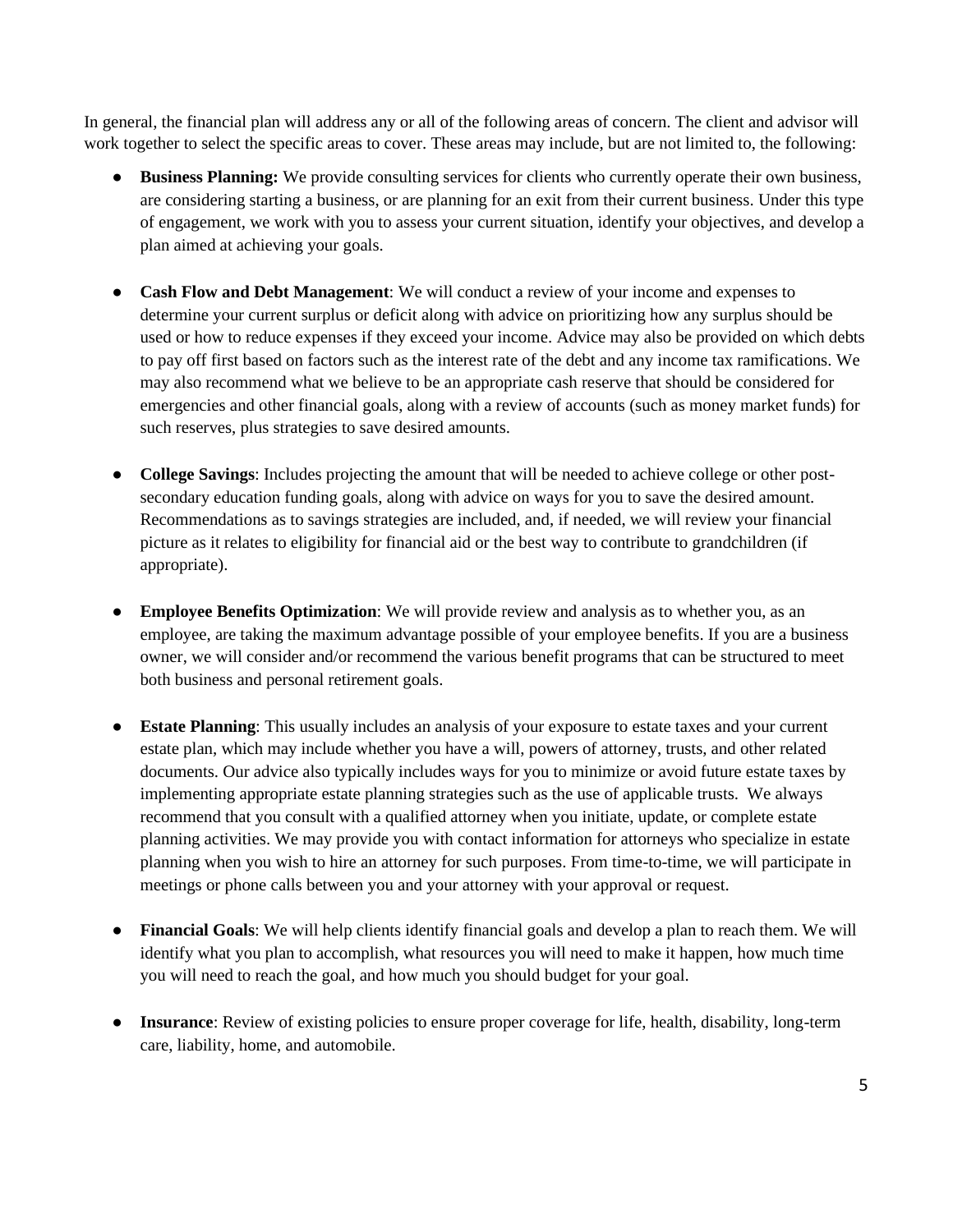In general, the financial plan will address any or all of the following areas of concern. The client and advisor will work together to select the specific areas to cover. These areas may include, but are not limited to, the following:

- **Business Planning:** We provide consulting services for clients who currently operate their own business, are considering starting a business, or are planning for an exit from their current business. Under this type of engagement, we work with you to assess your current situation, identify your objectives, and develop a plan aimed at achieving your goals.

- **Cash Flow and Debt Management**: We will conduct a review of your income and expenses to determine your current surplus or deficit along with advice on prioritizing how any surplus should be used or how to reduce expenses if they exceed your income. Advice may also be provided on which debts to pay off first based on factors such as the interest rate of the debt and any income tax ramifications. We may also recommend what we believe to be an appropriate cash reserve that should be considered for emergencies and other financial goals, along with a review of accounts (such as money market funds) for such reserves, plus strategies to save desired amounts.

- **College Savings**: Includes projecting the amount that will be needed to achieve college or other post-secondary education funding goals, along with advice on ways for you to save the desired amount. Recommendations as to savings strategies are included, and, if needed, we will review your financial picture as it relates to eligibility for financial aid or the best way to contribute to grandchildren (if appropriate).

- **Employee Benefits Optimization**: We will provide review and analysis as to whether you, as an employee, are taking the maximum advantage possible of your employee benefits. If you are a business owner, we will consider and/or recommend the various benefit programs that can be structured to meet both business and personal retirement goals.

- **Estate Planning**: This usually includes an analysis of your exposure to estate taxes and your current estate plan, which may include whether you have a will, powers of attorney, trusts, and other related documents. Our advice also typically includes ways for you to minimize or avoid future estate taxes by implementing appropriate estate planning strategies such as the use of applicable trusts. We always recommend that you consult with a qualified attorney when you initiate, update, or complete estate planning activities. We may provide you with contact information for attorneys who specialize in estate planning when you wish to hire an attorney for such purposes. From time-to-time, we will participate in meetings or phone calls between you and your attorney with your approval or request.

- **Financial Goals**: We will help clients identify financial goals and develop a plan to reach them. We will identify what you plan to accomplish, what resources you will need to make it happen, how much time you will need to reach the goal, and how much you should budget for your goal.

- **Insurance**: Review of existing policies to ensure proper coverage for life, health, disability, long-term care, liability, home, and automobile.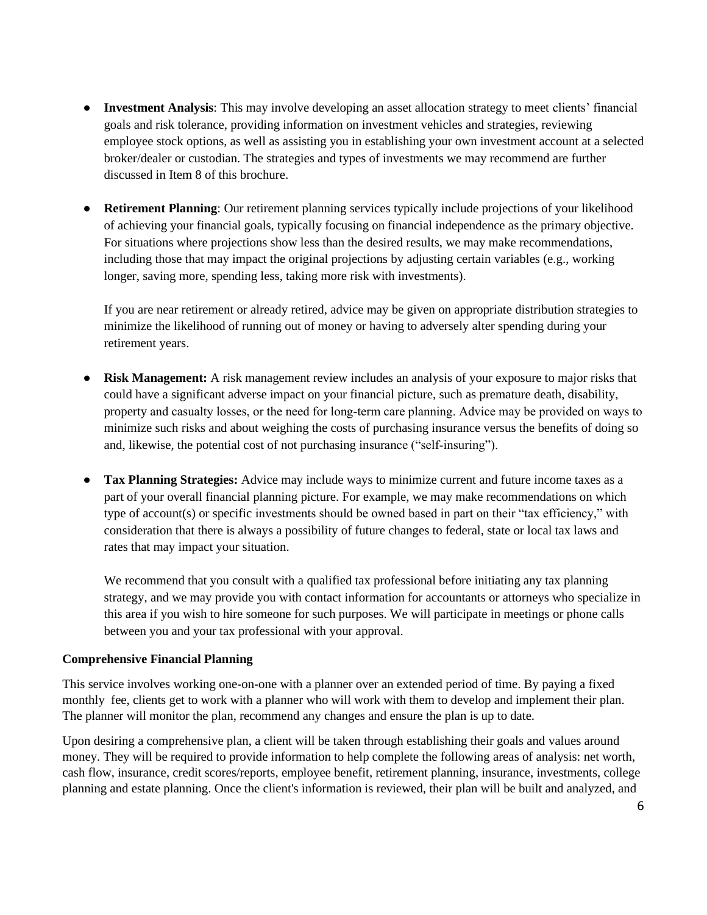- **Investment Analysis**: This may involve developing an asset allocation strategy to meet clients' financial goals and risk tolerance, providing information on investment vehicles and strategies, reviewing employee stock options, as well as assisting you in establishing your own investment account at a selected broker/dealer or custodian. The strategies and types of investments we may recommend are further discussed in Item 8 of this brochure.

- **Retirement Planning**: Our retirement planning services typically include projections of your likelihood of achieving your financial goals, typically focusing on financial independence as the primary objective. For situations where projections show less than the desired results, we may make recommendations, including those that may impact the original projections by adjusting certain variables (e.g., working longer, saving more, spending less, taking more risk with investments).

  If you are near retirement or already retired, advice may be given on appropriate distribution strategies to minimize the likelihood of running out of money or having to adversely alter spending during your retirement years.

- **Risk Management:** A risk management review includes an analysis of your exposure to major risks that could have a significant adverse impact on your financial picture, such as premature death, disability, property and casualty losses, or the need for long-term care planning. Advice may be provided on ways to minimize such risks and about weighing the costs of purchasing insurance versus the benefits of doing so and, likewise, the potential cost of not purchasing insurance ("self-insuring").

- **Tax Planning Strategies:** Advice may include ways to minimize current and future income taxes as a part of your overall financial planning picture. For example, we may make recommendations on which type of account(s) or specific investments should be owned based in part on their "tax efficiency," with consideration that there is always a possibility of future changes to federal, state or local tax laws and rates that may impact your situation.

  We recommend that you consult with a qualified tax professional before initiating any tax planning strategy, and we may provide you with contact information for accountants or attorneys who specialize in this area if you wish to hire someone for such purposes. We will participate in meetings or phone calls between you and your tax professional with your approval.

**Comprehensive Financial Planning**

This service involves working one-on-one with a planner over an extended period of time. By paying a fixed monthly fee, clients get to work with a planner who will work with them to develop and implement their plan. The planner will monitor the plan, recommend any changes and ensure the plan is up to date.

Upon desiring a comprehensive plan, a client will be taken through establishing their goals and values around money. They will be required to provide information to help complete the following areas of analysis: net worth, cash flow, insurance, credit scores/reports, employee benefit, retirement planning, insurance, investments, college planning and estate planning. Once the client's information is reviewed, their plan will be built and analyzed, and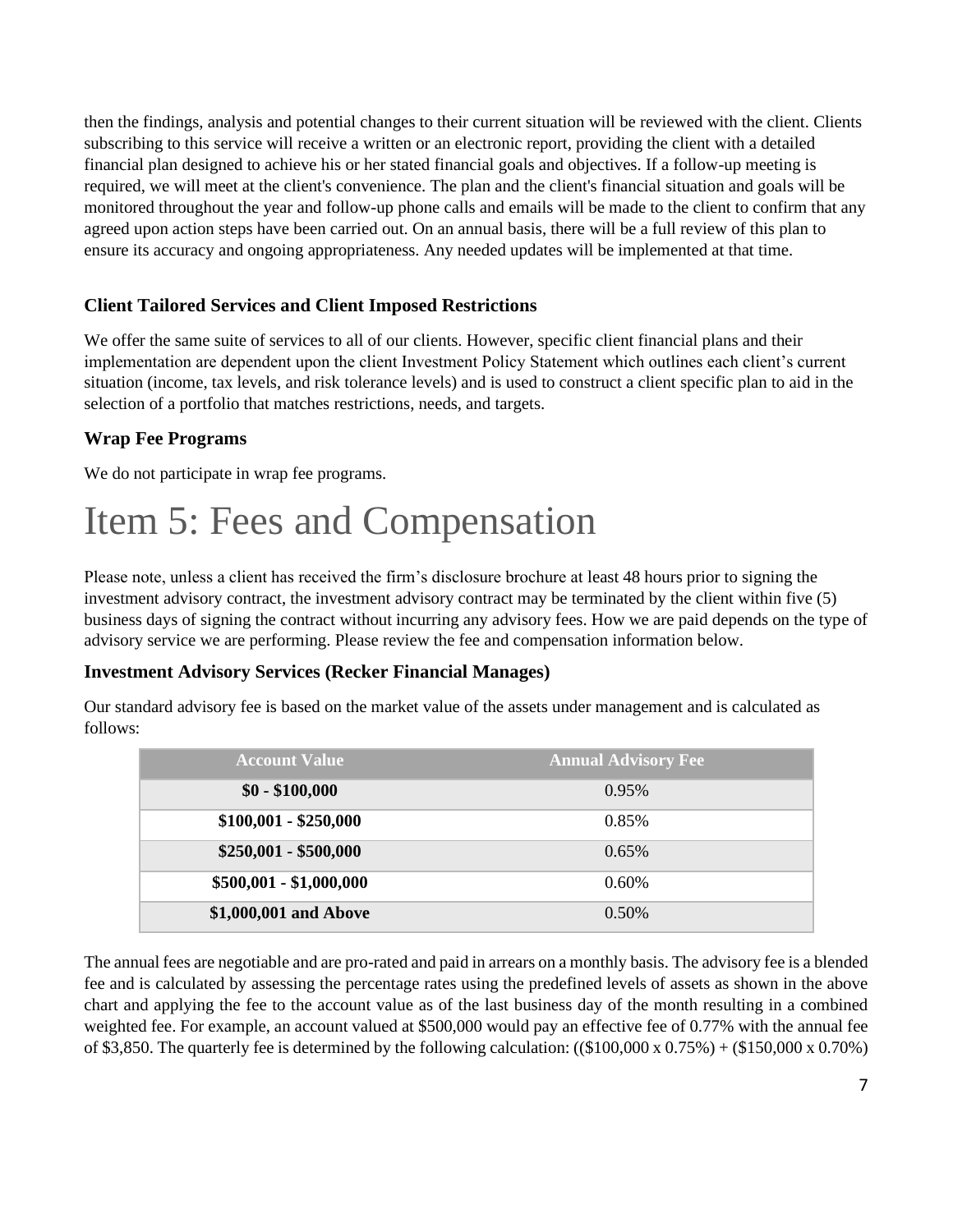then the findings, analysis and potential changes to their current situation will be reviewed with the client. Clients subscribing to this service will receive a written or an electronic report, providing the client with a detailed financial plan designed to achieve his or her stated financial goals and objectives. If a follow-up meeting is required, we will meet at the client's convenience. The plan and the client's financial situation and goals will be monitored throughout the year and follow-up phone calls and emails will be made to the client to confirm that any agreed upon action steps have been carried out. On an annual basis, there will be a full review of this plan to ensure its accuracy and ongoing appropriateness. Any needed updates will be implemented at that time.

### Client Tailored Services and Client Imposed Restrictions

We offer the same suite of services to all of our clients. However, specific client financial plans and their implementation are dependent upon the client Investment Policy Statement which outlines each client's current situation (income, tax levels, and risk tolerance levels) and is used to construct a client specific plan to aid in the selection of a portfolio that matches restrictions, needs, and targets.

### Wrap Fee Programs

We do not participate in wrap fee programs.

# Item 5: Fees and Compensation

Please note, unless a client has received the firm's disclosure brochure at least 48 hours prior to signing the investment advisory contract, the investment advisory contract may be terminated by the client within five (5) business days of signing the contract without incurring any advisory fees. How we are paid depends on the type of advisory service we are performing. Please review the fee and compensation information below.

### Investment Advisory Services (Recker Financial Manages)

Our standard advisory fee is based on the market value of the assets under management and is calculated as follows:

| Account Value | Annual Advisory Fee |
|---|---|
| **$0 - $100,000** | 0.95% |
| **$100,001 - $250,000** | 0.85% |
| **$250,001 - $500,000** | 0.65% |
| **$500,001 - $1,000,000** | 0.60% |
| **$1,000,001 and Above** | 0.50% |

The annual fees are negotiable and are pro-rated and paid in arrears on a monthly basis. The advisory fee is a blended fee and is calculated by assessing the percentage rates using the predefined levels of assets as shown in the above chart and applying the fee to the account value as of the last business day of the month resulting in a combined weighted fee. For example, an account valued at $500,000 would pay an effective fee of 0.77% with the annual fee of $3,850. The quarterly fee is determined by the following calculation: (($100,000 x 0.75%) + ($150,000 x 0.70%)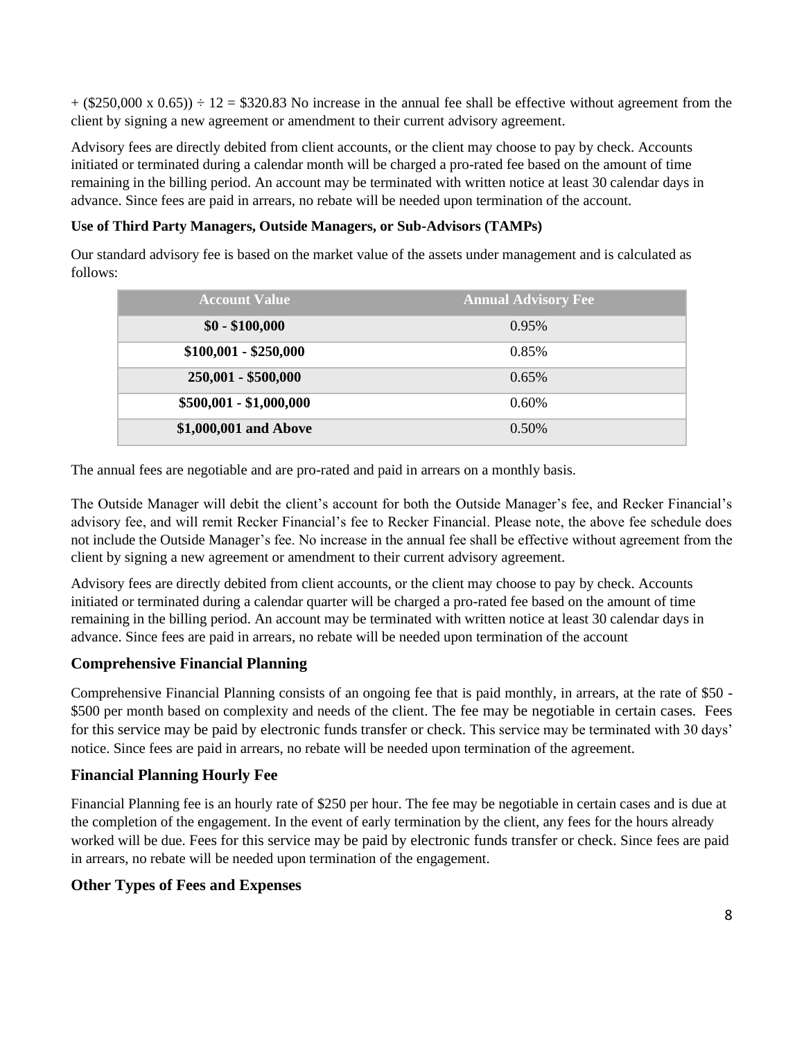+ ($250,000 x 0.65)) ÷ 12 = $320.83 No increase in the annual fee shall be effective without agreement from the client by signing a new agreement or amendment to their current advisory agreement.

Advisory fees are directly debited from client accounts, or the client may choose to pay by check. Accounts initiated or terminated during a calendar month will be charged a pro-rated fee based on the amount of time remaining in the billing period. An account may be terminated with written notice at least 30 calendar days in advance. Since fees are paid in arrears, no rebate will be needed upon termination of the account.

**Use of Third Party Managers, Outside Managers, or Sub-Advisors (TAMPs)**

Our standard advisory fee is based on the market value of the assets under management and is calculated as follows:

| Account Value | Annual Advisory Fee |
|---|---|
| **$0 - $100,000** | 0.95% |
| **$100,001 - $250,000** | 0.85% |
| **250,001 - $500,000** | 0.65% |
| **$500,001 - $1,000,000** | 0.60% |
| **$1,000,001 and Above** | 0.50% |

The annual fees are negotiable and are pro-rated and paid in arrears on a monthly basis.

The Outside Manager will debit the client's account for both the Outside Manager's fee, and Recker Financial's advisory fee, and will remit Recker Financial's fee to Recker Financial. Please note, the above fee schedule does not include the Outside Manager's fee. No increase in the annual fee shall be effective without agreement from the client by signing a new agreement or amendment to their current advisory agreement.

Advisory fees are directly debited from client accounts, or the client may choose to pay by check. Accounts initiated or terminated during a calendar quarter will be charged a pro-rated fee based on the amount of time remaining in the billing period. An account may be terminated with written notice at least 30 calendar days in advance. Since fees are paid in arrears, no rebate will be needed upon termination of the account

## Comprehensive Financial Planning

Comprehensive Financial Planning consists of an ongoing fee that is paid monthly, in arrears, at the rate of $50 - $500 per month based on complexity and needs of the client. The fee may be negotiable in certain cases. Fees for this service may be paid by electronic funds transfer or check. This service may be terminated with 30 days' notice. Since fees are paid in arrears, no rebate will be needed upon termination of the agreement.

## Financial Planning Hourly Fee

Financial Planning fee is an hourly rate of $250 per hour. The fee may be negotiable in certain cases and is due at the completion of the engagement. In the event of early termination by the client, any fees for the hours already worked will be due. Fees for this service may be paid by electronic funds transfer or check. Since fees are paid in arrears, no rebate will be needed upon termination of the engagement.

## Other Types of Fees and Expenses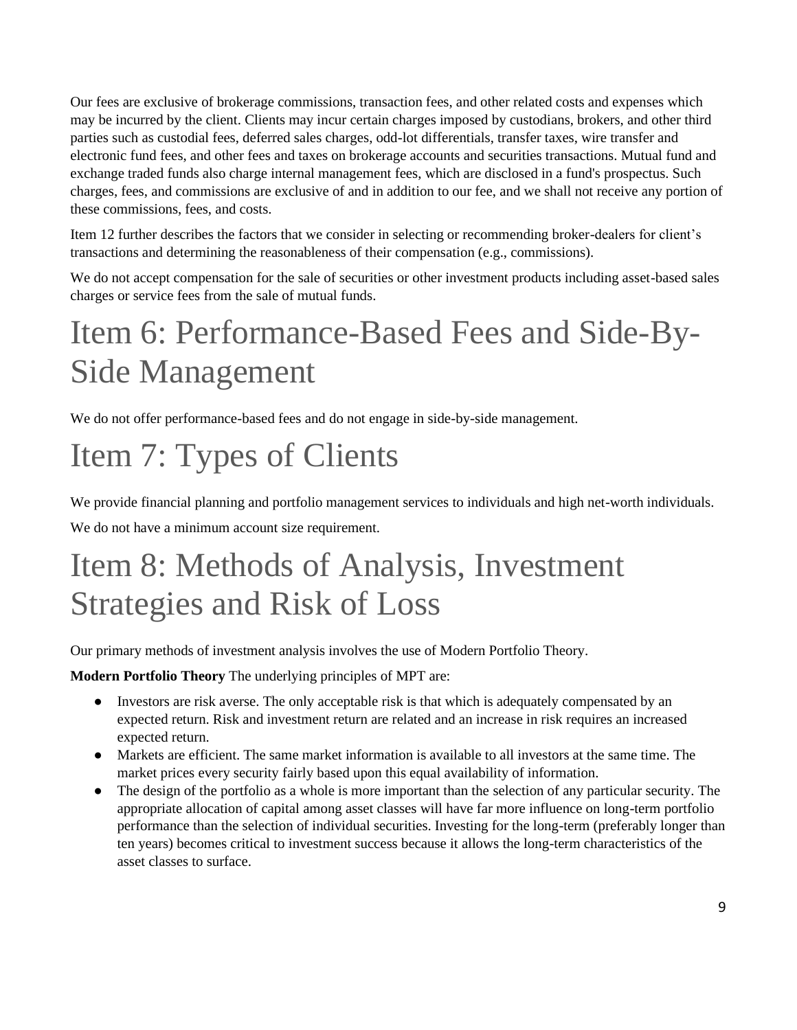Our fees are exclusive of brokerage commissions, transaction fees, and other related costs and expenses which may be incurred by the client. Clients may incur certain charges imposed by custodians, brokers, and other third parties such as custodial fees, deferred sales charges, odd-lot differentials, transfer taxes, wire transfer and electronic fund fees, and other fees and taxes on brokerage accounts and securities transactions. Mutual fund and exchange traded funds also charge internal management fees, which are disclosed in a fund's prospectus. Such charges, fees, and commissions are exclusive of and in addition to our fee, and we shall not receive any portion of these commissions, fees, and costs.

Item 12 further describes the factors that we consider in selecting or recommending broker-dealers for client's transactions and determining the reasonableness of their compensation (e.g., commissions).

We do not accept compensation for the sale of securities or other investment products including asset-based sales charges or service fees from the sale of mutual funds.

# Item 6: Performance-Based Fees and Side-By-Side Management

We do not offer performance-based fees and do not engage in side-by-side management.

# Item 7: Types of Clients

We provide financial planning and portfolio management services to individuals and high net-worth individuals.

We do not have a minimum account size requirement.

# Item 8: Methods of Analysis, Investment Strategies and Risk of Loss

Our primary methods of investment analysis involves the use of Modern Portfolio Theory.

**Modern Portfolio Theory** The underlying principles of MPT are:

- Investors are risk averse. The only acceptable risk is that which is adequately compensated by an expected return. Risk and investment return are related and an increase in risk requires an increased expected return.
- Markets are efficient. The same market information is available to all investors at the same time. The market prices every security fairly based upon this equal availability of information.
- The design of the portfolio as a whole is more important than the selection of any particular security. The appropriate allocation of capital among asset classes will have far more influence on long-term portfolio performance than the selection of individual securities. Investing for the long-term (preferably longer than ten years) becomes critical to investment success because it allows the long-term characteristics of the asset classes to surface.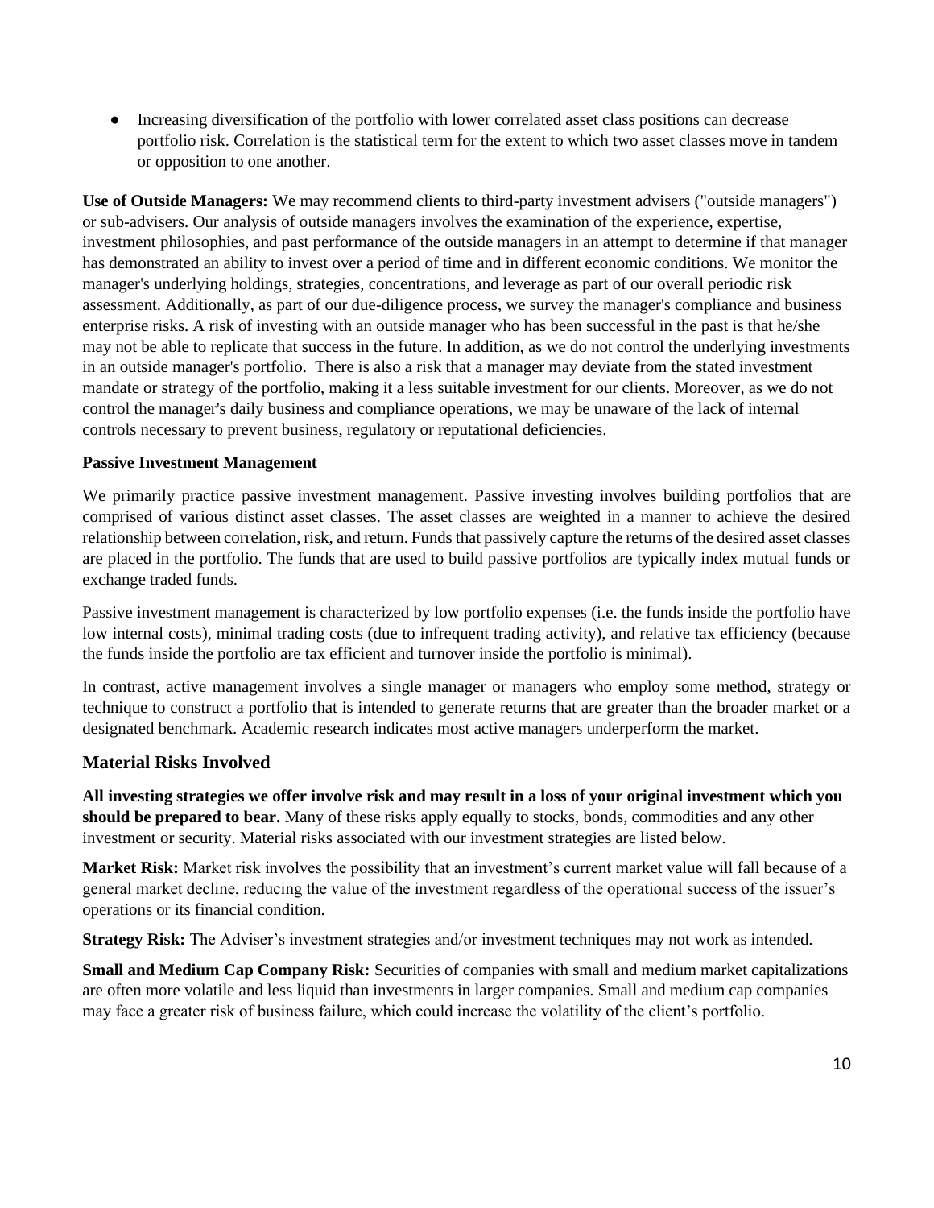- Increasing diversification of the portfolio with lower correlated asset class positions can decrease portfolio risk. Correlation is the statistical term for the extent to which two asset classes move in tandem or opposition to one another.

**Use of Outside Managers:** We may recommend clients to third-party investment advisers ("outside managers") or sub-advisers. Our analysis of outside managers involves the examination of the experience, expertise, investment philosophies, and past performance of the outside managers in an attempt to determine if that manager has demonstrated an ability to invest over a period of time and in different economic conditions. We monitor the manager's underlying holdings, strategies, concentrations, and leverage as part of our overall periodic risk assessment. Additionally, as part of our due-diligence process, we survey the manager's compliance and business enterprise risks. A risk of investing with an outside manager who has been successful in the past is that he/she may not be able to replicate that success in the future. In addition, as we do not control the underlying investments in an outside manager's portfolio. There is also a risk that a manager may deviate from the stated investment mandate or strategy of the portfolio, making it a less suitable investment for our clients. Moreover, as we do not control the manager's daily business and compliance operations, we may be unaware of the lack of internal controls necessary to prevent business, regulatory or reputational deficiencies.

**Passive Investment Management**

We primarily practice passive investment management. Passive investing involves building portfolios that are comprised of various distinct asset classes. The asset classes are weighted in a manner to achieve the desired relationship between correlation, risk, and return. Funds that passively capture the returns of the desired asset classes are placed in the portfolio. The funds that are used to build passive portfolios are typically index mutual funds or exchange traded funds.

Passive investment management is characterized by low portfolio expenses (i.e. the funds inside the portfolio have low internal costs), minimal trading costs (due to infrequent trading activity), and relative tax efficiency (because the funds inside the portfolio are tax efficient and turnover inside the portfolio is minimal).

In contrast, active management involves a single manager or managers who employ some method, strategy or technique to construct a portfolio that is intended to generate returns that are greater than the broader market or a designated benchmark. Academic research indicates most active managers underperform the market.

## Material Risks Involved

**All investing strategies we offer involve risk and may result in a loss of your original investment which you should be prepared to bear.** Many of these risks apply equally to stocks, bonds, commodities and any other investment or security. Material risks associated with our investment strategies are listed below.

**Market Risk:** Market risk involves the possibility that an investment's current market value will fall because of a general market decline, reducing the value of the investment regardless of the operational success of the issuer's operations or its financial condition.

**Strategy Risk:** The Adviser's investment strategies and/or investment techniques may not work as intended.

**Small and Medium Cap Company Risk:** Securities of companies with small and medium market capitalizations are often more volatile and less liquid than investments in larger companies. Small and medium cap companies may face a greater risk of business failure, which could increase the volatility of the client's portfolio.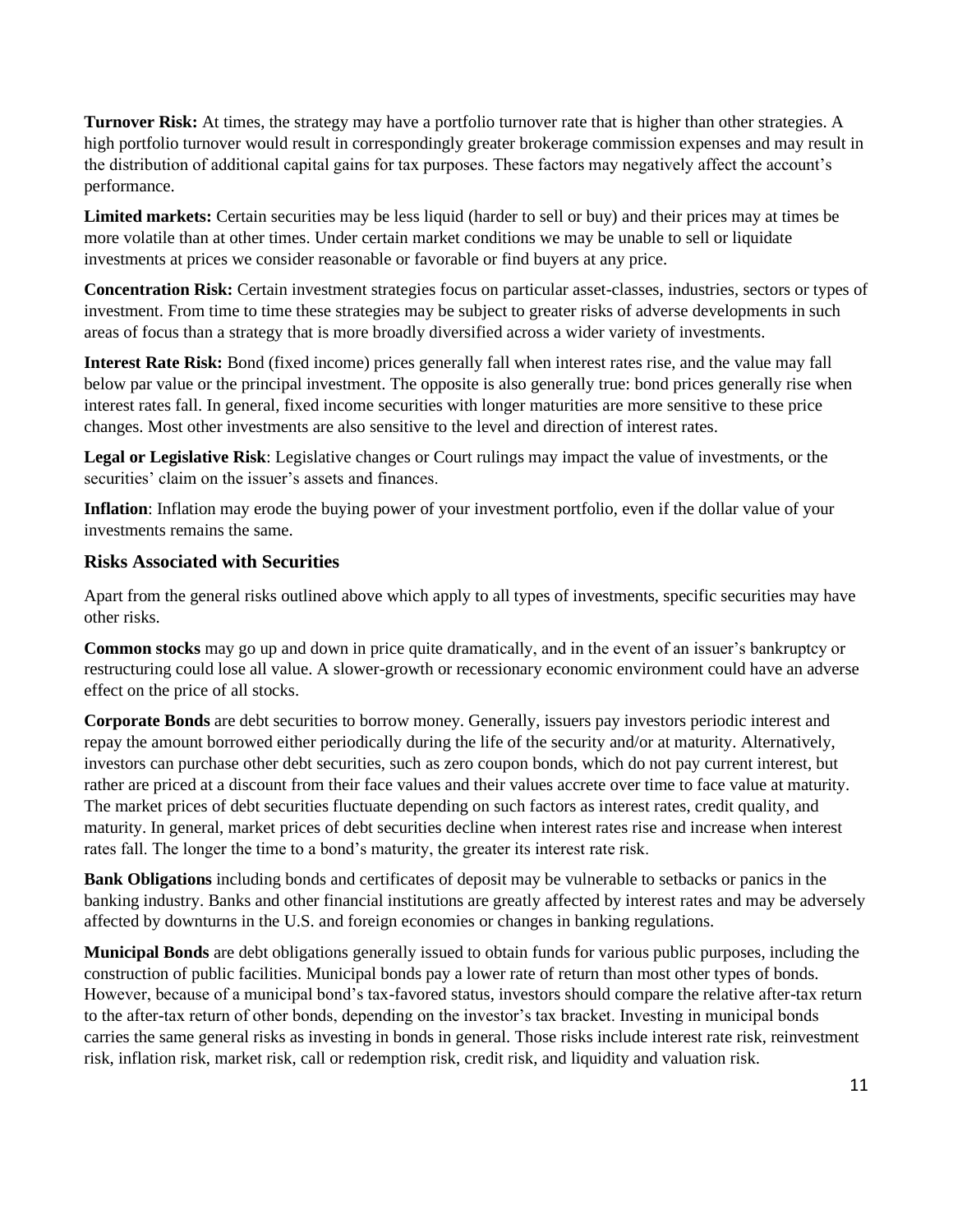**Turnover Risk:** At times, the strategy may have a portfolio turnover rate that is higher than other strategies. A high portfolio turnover would result in correspondingly greater brokerage commission expenses and may result in the distribution of additional capital gains for tax purposes. These factors may negatively affect the account's performance.

**Limited markets:** Certain securities may be less liquid (harder to sell or buy) and their prices may at times be more volatile than at other times. Under certain market conditions we may be unable to sell or liquidate investments at prices we consider reasonable or favorable or find buyers at any price.

**Concentration Risk:** Certain investment strategies focus on particular asset-classes, industries, sectors or types of investment. From time to time these strategies may be subject to greater risks of adverse developments in such areas of focus than a strategy that is more broadly diversified across a wider variety of investments.

**Interest Rate Risk:** Bond (fixed income) prices generally fall when interest rates rise, and the value may fall below par value or the principal investment. The opposite is also generally true: bond prices generally rise when interest rates fall. In general, fixed income securities with longer maturities are more sensitive to these price changes. Most other investments are also sensitive to the level and direction of interest rates.

**Legal or Legislative Risk**: Legislative changes or Court rulings may impact the value of investments, or the securities' claim on the issuer's assets and finances.

**Inflation**: Inflation may erode the buying power of your investment portfolio, even if the dollar value of your investments remains the same.

### Risks Associated with Securities

Apart from the general risks outlined above which apply to all types of investments, specific securities may have other risks.

**Common stocks** may go up and down in price quite dramatically, and in the event of an issuer's bankruptcy or restructuring could lose all value. A slower-growth or recessionary economic environment could have an adverse effect on the price of all stocks.

**Corporate Bonds** are debt securities to borrow money. Generally, issuers pay investors periodic interest and repay the amount borrowed either periodically during the life of the security and/or at maturity. Alternatively, investors can purchase other debt securities, such as zero coupon bonds, which do not pay current interest, but rather are priced at a discount from their face values and their values accrete over time to face value at maturity. The market prices of debt securities fluctuate depending on such factors as interest rates, credit quality, and maturity. In general, market prices of debt securities decline when interest rates rise and increase when interest rates fall. The longer the time to a bond's maturity, the greater its interest rate risk.

**Bank Obligations** including bonds and certificates of deposit may be vulnerable to setbacks or panics in the banking industry. Banks and other financial institutions are greatly affected by interest rates and may be adversely affected by downturns in the U.S. and foreign economies or changes in banking regulations.

**Municipal Bonds** are debt obligations generally issued to obtain funds for various public purposes, including the construction of public facilities. Municipal bonds pay a lower rate of return than most other types of bonds. However, because of a municipal bond's tax-favored status, investors should compare the relative after-tax return to the after-tax return of other bonds, depending on the investor's tax bracket. Investing in municipal bonds carries the same general risks as investing in bonds in general. Those risks include interest rate risk, reinvestment risk, inflation risk, market risk, call or redemption risk, credit risk, and liquidity and valuation risk.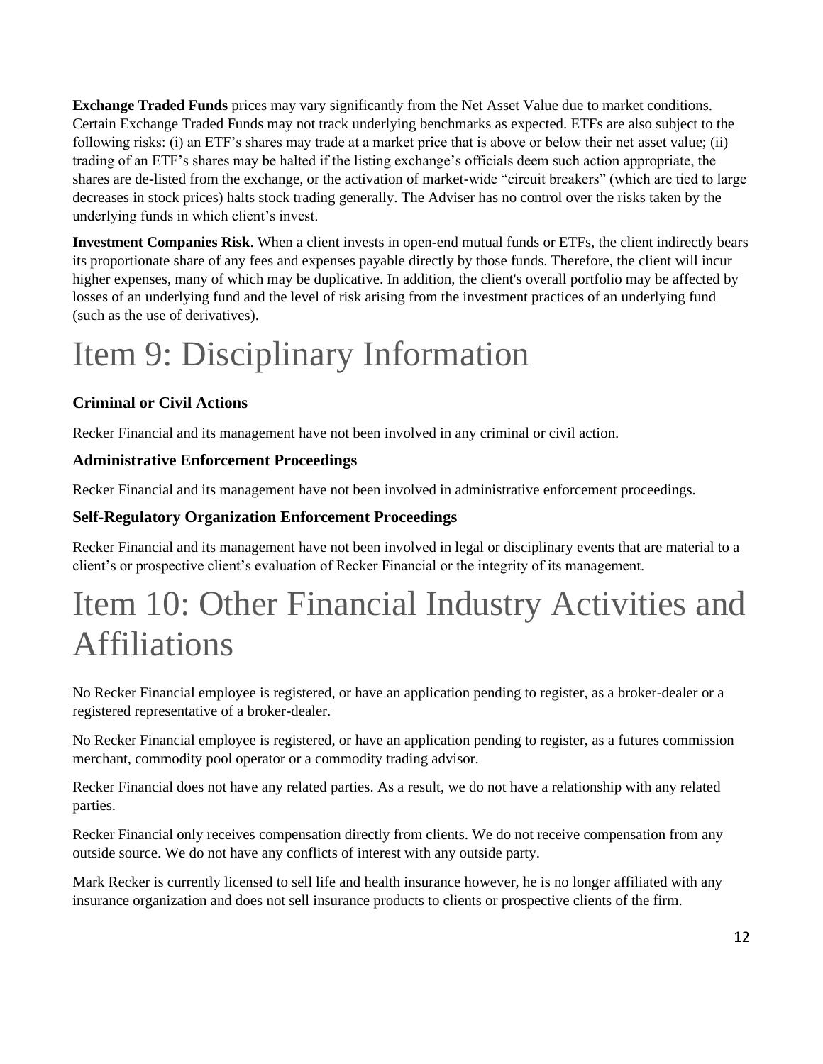**Exchange Traded Funds** prices may vary significantly from the Net Asset Value due to market conditions. Certain Exchange Traded Funds may not track underlying benchmarks as expected. ETFs are also subject to the following risks: (i) an ETF's shares may trade at a market price that is above or below their net asset value; (ii) trading of an ETF's shares may be halted if the listing exchange's officials deem such action appropriate, the shares are de-listed from the exchange, or the activation of market-wide "circuit breakers" (which are tied to large decreases in stock prices) halts stock trading generally. The Adviser has no control over the risks taken by the underlying funds in which client's invest.

**Investment Companies Risk**. When a client invests in open-end mutual funds or ETFs, the client indirectly bears its proportionate share of any fees and expenses payable directly by those funds. Therefore, the client will incur higher expenses, many of which may be duplicative. In addition, the client's overall portfolio may be affected by losses of an underlying fund and the level of risk arising from the investment practices of an underlying fund (such as the use of derivatives).

# Item 9: Disciplinary Information

### Criminal or Civil Actions

Recker Financial and its management have not been involved in any criminal or civil action.

### Administrative Enforcement Proceedings

Recker Financial and its management have not been involved in administrative enforcement proceedings.

### Self-Regulatory Organization Enforcement Proceedings

Recker Financial and its management have not been involved in legal or disciplinary events that are material to a client's or prospective client's evaluation of Recker Financial or the integrity of its management.

# Item 10: Other Financial Industry Activities and Affiliations

No Recker Financial employee is registered, or have an application pending to register, as a broker-dealer or a registered representative of a broker-dealer.

No Recker Financial employee is registered, or have an application pending to register, as a futures commission merchant, commodity pool operator or a commodity trading advisor.

Recker Financial does not have any related parties. As a result, we do not have a relationship with any related parties.

Recker Financial only receives compensation directly from clients. We do not receive compensation from any outside source. We do not have any conflicts of interest with any outside party.

Mark Recker is currently licensed to sell life and health insurance however, he is no longer affiliated with any insurance organization and does not sell insurance products to clients or prospective clients of the firm.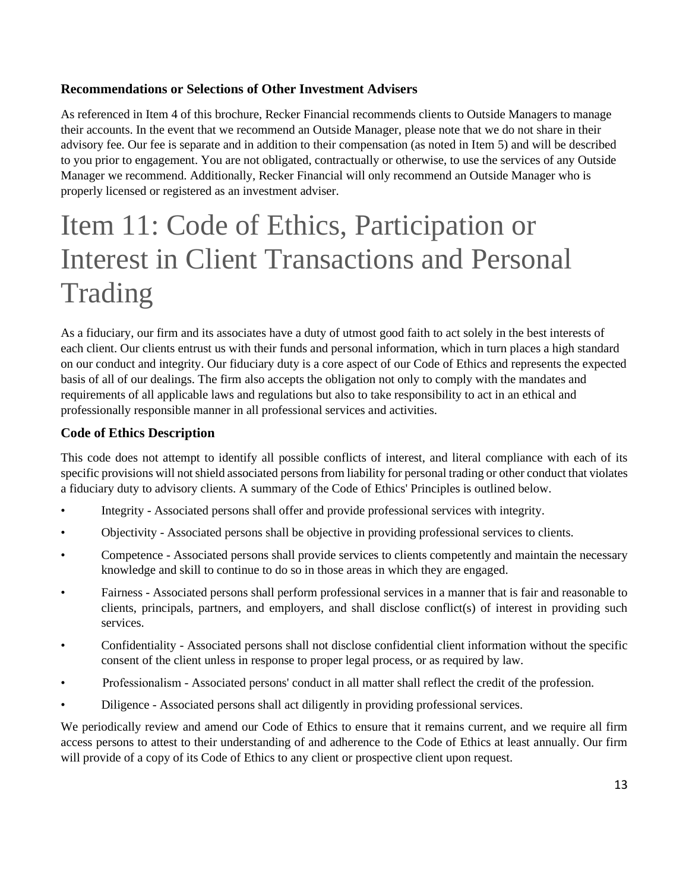### Recommendations or Selections of Other Investment Advisers

As referenced in Item 4 of this brochure, Recker Financial recommends clients to Outside Managers to manage their accounts. In the event that we recommend an Outside Manager, please note that we do not share in their advisory fee. Our fee is separate and in addition to their compensation (as noted in Item 5) and will be described to you prior to engagement. You are not obligated, contractually or otherwise, to use the services of any Outside Manager we recommend. Additionally, Recker Financial will only recommend an Outside Manager who is properly licensed or registered as an investment adviser.

# Item 11: Code of Ethics, Participation or Interest in Client Transactions and Personal Trading

As a fiduciary, our firm and its associates have a duty of utmost good faith to act solely in the best interests of each client. Our clients entrust us with their funds and personal information, which in turn places a high standard on our conduct and integrity. Our fiduciary duty is a core aspect of our Code of Ethics and represents the expected basis of all of our dealings. The firm also accepts the obligation not only to comply with the mandates and requirements of all applicable laws and regulations but also to take responsibility to act in an ethical and professionally responsible manner in all professional services and activities.

### Code of Ethics Description

This code does not attempt to identify all possible conflicts of interest, and literal compliance with each of its specific provisions will not shield associated persons from liability for personal trading or other conduct that violates a fiduciary duty to advisory clients. A summary of the Code of Ethics' Principles is outlined below.

- Integrity - Associated persons shall offer and provide professional services with integrity.
- Objectivity - Associated persons shall be objective in providing professional services to clients.
- Competence - Associated persons shall provide services to clients competently and maintain the necessary knowledge and skill to continue to do so in those areas in which they are engaged.
- Fairness - Associated persons shall perform professional services in a manner that is fair and reasonable to clients, principals, partners, and employers, and shall disclose conflict(s) of interest in providing such services.
- Confidentiality - Associated persons shall not disclose confidential client information without the specific consent of the client unless in response to proper legal process, or as required by law.
- Professionalism - Associated persons' conduct in all matter shall reflect the credit of the profession.
- Diligence - Associated persons shall act diligently in providing professional services.

We periodically review and amend our Code of Ethics to ensure that it remains current, and we require all firm access persons to attest to their understanding of and adherence to the Code of Ethics at least annually. Our firm will provide of a copy of its Code of Ethics to any client or prospective client upon request.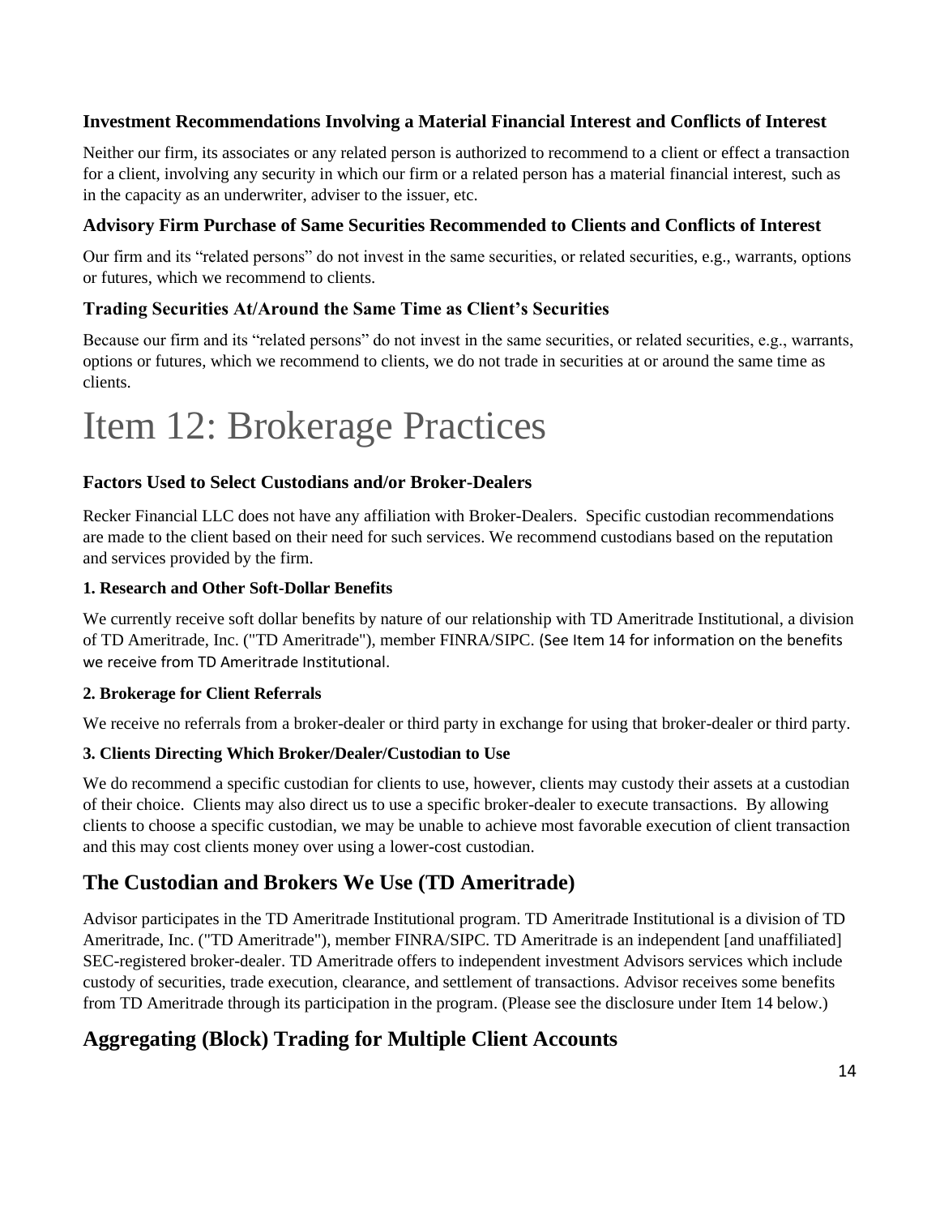### Investment Recommendations Involving a Material Financial Interest and Conflicts of Interest

Neither our firm, its associates or any related person is authorized to recommend to a client or effect a transaction for a client, involving any security in which our firm or a related person has a material financial interest, such as in the capacity as an underwriter, adviser to the issuer, etc.

### Advisory Firm Purchase of Same Securities Recommended to Clients and Conflicts of Interest

Our firm and its "related persons" do not invest in the same securities, or related securities, e.g., warrants, options or futures, which we recommend to clients.

### Trading Securities At/Around the Same Time as Client's Securities

Because our firm and its "related persons" do not invest in the same securities, or related securities, e.g., warrants, options or futures, which we recommend to clients, we do not trade in securities at or around the same time as clients.

# Item 12: Brokerage Practices

### Factors Used to Select Custodians and/or Broker-Dealers

Recker Financial LLC does not have any affiliation with Broker-Dealers. Specific custodian recommendations are made to the client based on their need for such services. We recommend custodians based on the reputation and services provided by the firm.

#### 1. Research and Other Soft-Dollar Benefits

We currently receive soft dollar benefits by nature of our relationship with TD Ameritrade Institutional, a division of TD Ameritrade, Inc. ("TD Ameritrade"), member FINRA/SIPC. (See Item 14 for information on the benefits we receive from TD Ameritrade Institutional.

#### 2. Brokerage for Client Referrals

We receive no referrals from a broker-dealer or third party in exchange for using that broker-dealer or third party.

#### 3. Clients Directing Which Broker/Dealer/Custodian to Use

We do recommend a specific custodian for clients to use, however, clients may custody their assets at a custodian of their choice. Clients may also direct us to use a specific broker-dealer to execute transactions. By allowing clients to choose a specific custodian, we may be unable to achieve most favorable execution of client transaction and this may cost clients money over using a lower-cost custodian.

## The Custodian and Brokers We Use (TD Ameritrade)

Advisor participates in the TD Ameritrade Institutional program. TD Ameritrade Institutional is a division of TD Ameritrade, Inc. ("TD Ameritrade"), member FINRA/SIPC. TD Ameritrade is an independent [and unaffiliated] SEC-registered broker-dealer. TD Ameritrade offers to independent investment Advisors services which include custody of securities, trade execution, clearance, and settlement of transactions. Advisor receives some benefits from TD Ameritrade through its participation in the program. (Please see the disclosure under Item 14 below.)

## Aggregating (Block) Trading for Multiple Client Accounts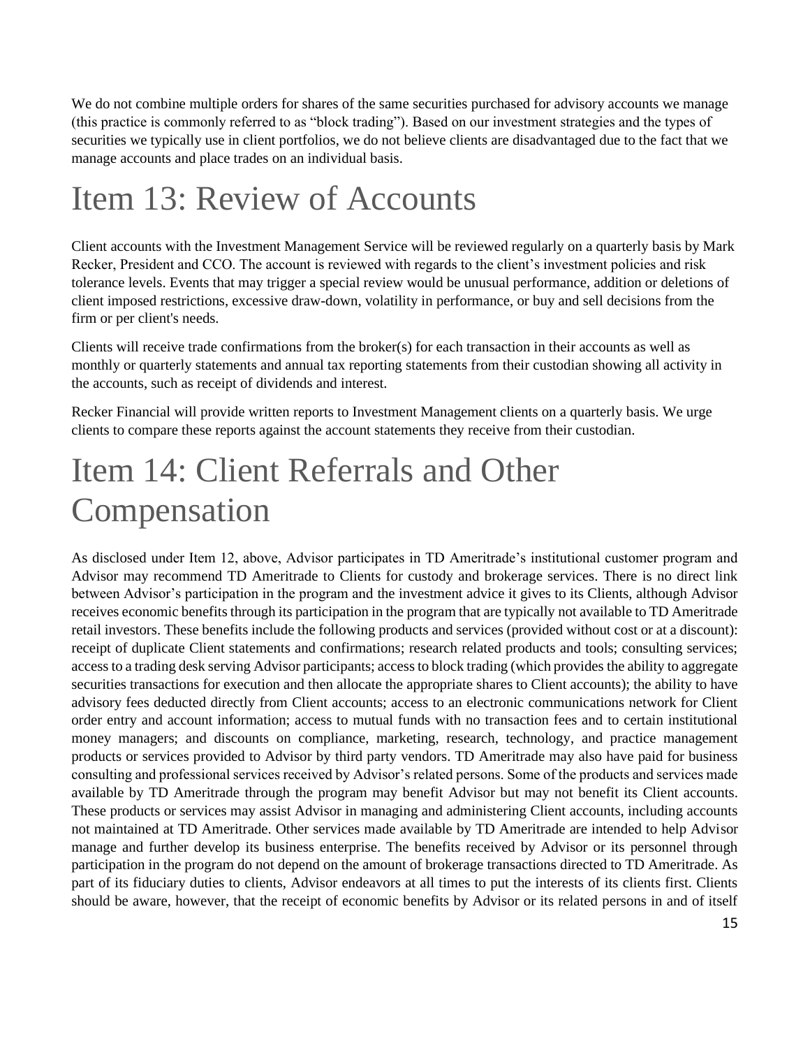We do not combine multiple orders for shares of the same securities purchased for advisory accounts we manage (this practice is commonly referred to as "block trading"). Based on our investment strategies and the types of securities we typically use in client portfolios, we do not believe clients are disadvantaged due to the fact that we manage accounts and place trades on an individual basis.

# Item 13: Review of Accounts

Client accounts with the Investment Management Service will be reviewed regularly on a quarterly basis by Mark Recker, President and CCO. The account is reviewed with regards to the client's investment policies and risk tolerance levels. Events that may trigger a special review would be unusual performance, addition or deletions of client imposed restrictions, excessive draw-down, volatility in performance, or buy and sell decisions from the firm or per client's needs.

Clients will receive trade confirmations from the broker(s) for each transaction in their accounts as well as monthly or quarterly statements and annual tax reporting statements from their custodian showing all activity in the accounts, such as receipt of dividends and interest.

Recker Financial will provide written reports to Investment Management clients on a quarterly basis. We urge clients to compare these reports against the account statements they receive from their custodian.

# Item 14: Client Referrals and Other Compensation

As disclosed under Item 12, above, Advisor participates in TD Ameritrade's institutional customer program and Advisor may recommend TD Ameritrade to Clients for custody and brokerage services. There is no direct link between Advisor's participation in the program and the investment advice it gives to its Clients, although Advisor receives economic benefits through its participation in the program that are typically not available to TD Ameritrade retail investors. These benefits include the following products and services (provided without cost or at a discount): receipt of duplicate Client statements and confirmations; research related products and tools; consulting services; access to a trading desk serving Advisor participants; access to block trading (which provides the ability to aggregate securities transactions for execution and then allocate the appropriate shares to Client accounts); the ability to have advisory fees deducted directly from Client accounts; access to an electronic communications network for Client order entry and account information; access to mutual funds with no transaction fees and to certain institutional money managers; and discounts on compliance, marketing, research, technology, and practice management products or services provided to Advisor by third party vendors. TD Ameritrade may also have paid for business consulting and professional services received by Advisor's related persons. Some of the products and services made available by TD Ameritrade through the program may benefit Advisor but may not benefit its Client accounts. These products or services may assist Advisor in managing and administering Client accounts, including accounts not maintained at TD Ameritrade. Other services made available by TD Ameritrade are intended to help Advisor manage and further develop its business enterprise. The benefits received by Advisor or its personnel through participation in the program do not depend on the amount of brokerage transactions directed to TD Ameritrade. As part of its fiduciary duties to clients, Advisor endeavors at all times to put the interests of its clients first. Clients should be aware, however, that the receipt of economic benefits by Advisor or its related persons in and of itself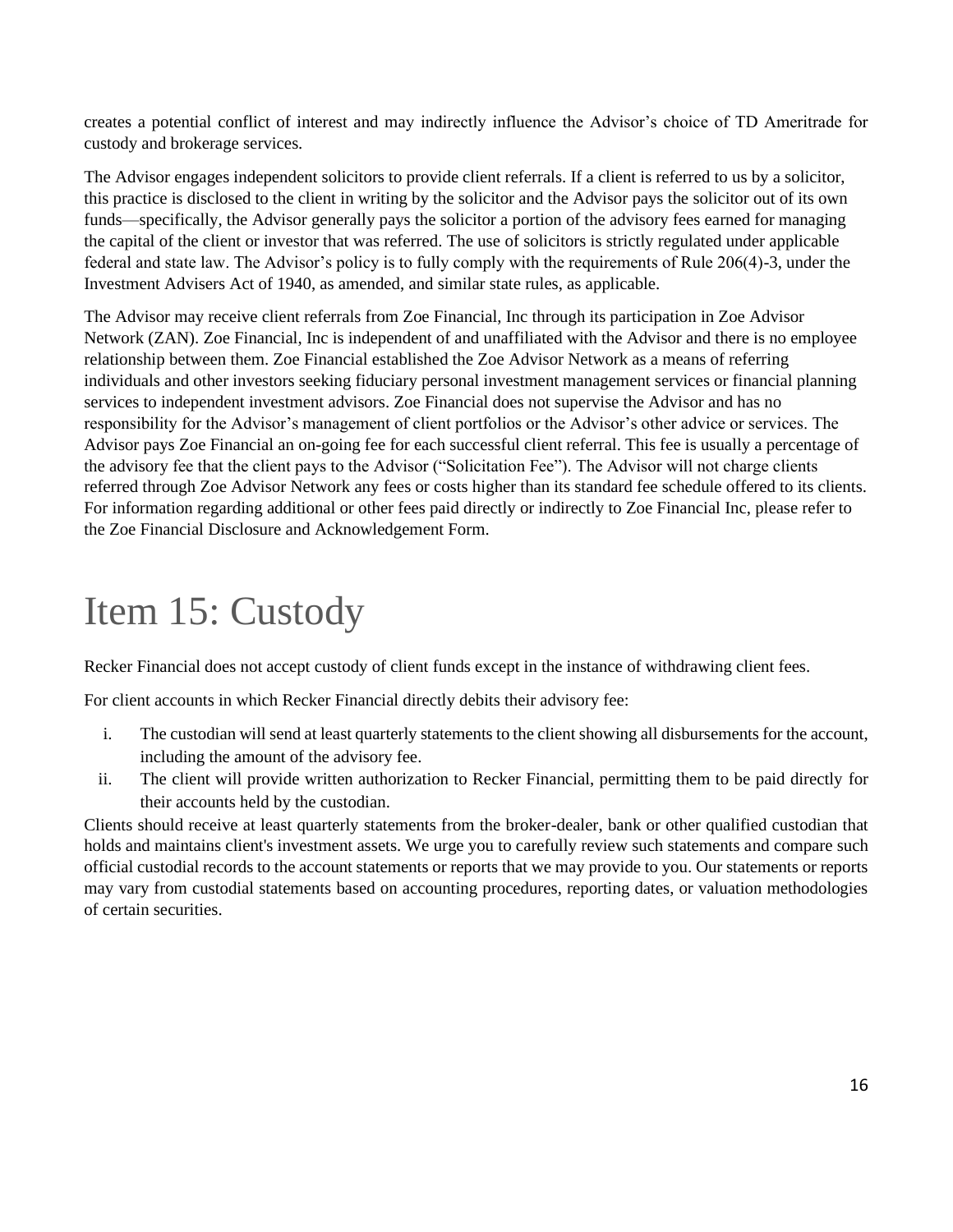creates a potential conflict of interest and may indirectly influence the Advisor's choice of TD Ameritrade for custody and brokerage services.

The Advisor engages independent solicitors to provide client referrals. If a client is referred to us by a solicitor, this practice is disclosed to the client in writing by the solicitor and the Advisor pays the solicitor out of its own funds—specifically, the Advisor generally pays the solicitor a portion of the advisory fees earned for managing the capital of the client or investor that was referred. The use of solicitors is strictly regulated under applicable federal and state law. The Advisor's policy is to fully comply with the requirements of Rule 206(4)-3, under the Investment Advisers Act of 1940, as amended, and similar state rules, as applicable.

The Advisor may receive client referrals from Zoe Financial, Inc through its participation in Zoe Advisor Network (ZAN). Zoe Financial, Inc is independent of and unaffiliated with the Advisor and there is no employee relationship between them. Zoe Financial established the Zoe Advisor Network as a means of referring individuals and other investors seeking fiduciary personal investment management services or financial planning services to independent investment advisors. Zoe Financial does not supervise the Advisor and has no responsibility for the Advisor's management of client portfolios or the Advisor's other advice or services. The Advisor pays Zoe Financial an on-going fee for each successful client referral. This fee is usually a percentage of the advisory fee that the client pays to the Advisor ("Solicitation Fee"). The Advisor will not charge clients referred through Zoe Advisor Network any fees or costs higher than its standard fee schedule offered to its clients. For information regarding additional or other fees paid directly or indirectly to Zoe Financial Inc, please refer to the Zoe Financial Disclosure and Acknowledgement Form.

# Item 15: Custody

Recker Financial does not accept custody of client funds except in the instance of withdrawing client fees.

For client accounts in which Recker Financial directly debits their advisory fee:

i. The custodian will send at least quarterly statements to the client showing all disbursements for the account, including the amount of the advisory fee.
ii. The client will provide written authorization to Recker Financial, permitting them to be paid directly for their accounts held by the custodian.

Clients should receive at least quarterly statements from the broker-dealer, bank or other qualified custodian that holds and maintains client's investment assets. We urge you to carefully review such statements and compare such official custodial records to the account statements or reports that we may provide to you. Our statements or reports may vary from custodial statements based on accounting procedures, reporting dates, or valuation methodologies of certain securities.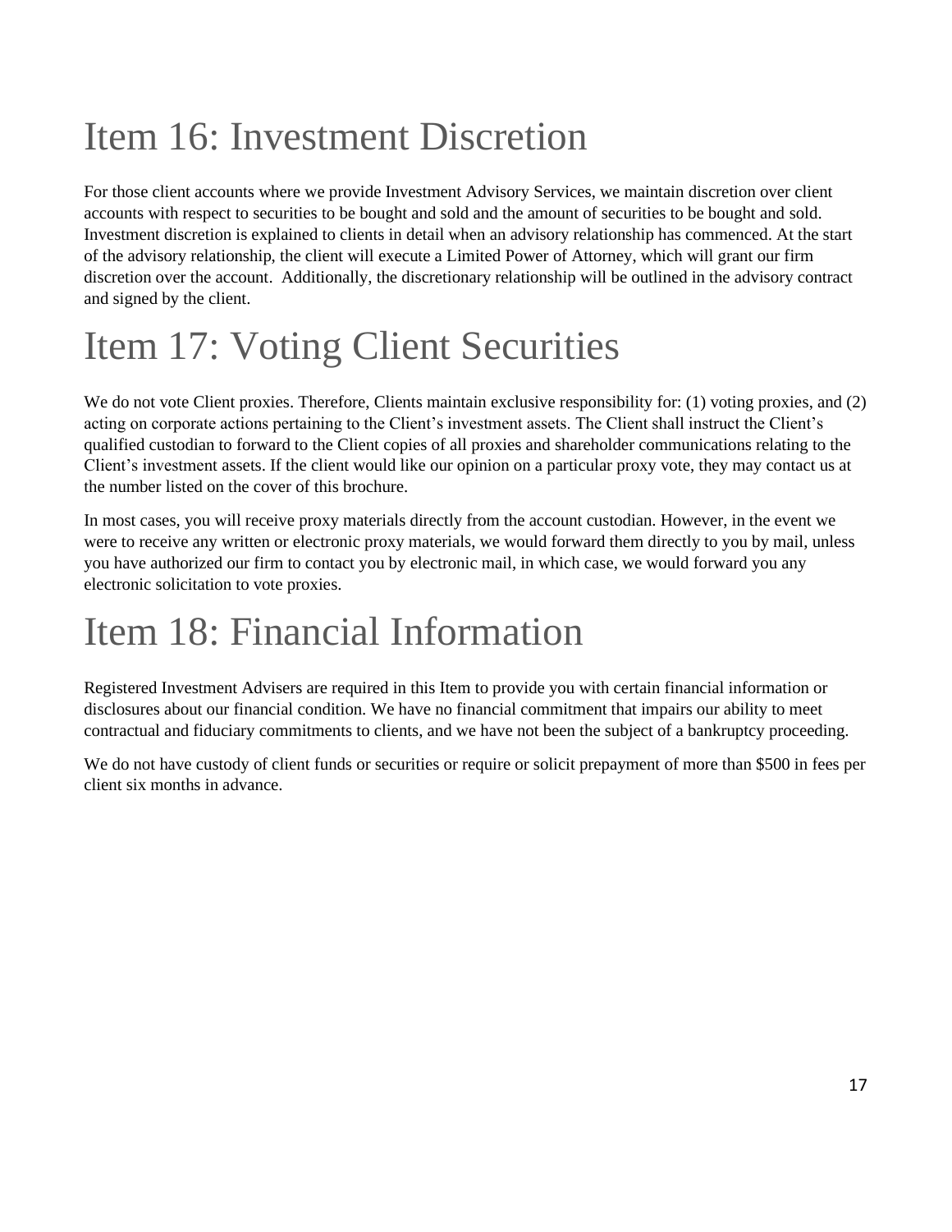# Item 16: Investment Discretion

For those client accounts where we provide Investment Advisory Services, we maintain discretion over client accounts with respect to securities to be bought and sold and the amount of securities to be bought and sold. Investment discretion is explained to clients in detail when an advisory relationship has commenced. At the start of the advisory relationship, the client will execute a Limited Power of Attorney, which will grant our firm discretion over the account. Additionally, the discretionary relationship will be outlined in the advisory contract and signed by the client.

# Item 17: Voting Client Securities

We do not vote Client proxies. Therefore, Clients maintain exclusive responsibility for: (1) voting proxies, and (2) acting on corporate actions pertaining to the Client's investment assets. The Client shall instruct the Client's qualified custodian to forward to the Client copies of all proxies and shareholder communications relating to the Client's investment assets. If the client would like our opinion on a particular proxy vote, they may contact us at the number listed on the cover of this brochure.

In most cases, you will receive proxy materials directly from the account custodian. However, in the event we were to receive any written or electronic proxy materials, we would forward them directly to you by mail, unless you have authorized our firm to contact you by electronic mail, in which case, we would forward you any electronic solicitation to vote proxies.

# Item 18: Financial Information

Registered Investment Advisers are required in this Item to provide you with certain financial information or disclosures about our financial condition. We have no financial commitment that impairs our ability to meet contractual and fiduciary commitments to clients, and we have not been the subject of a bankruptcy proceeding.

We do not have custody of client funds or securities or require or solicit prepayment of more than $500 in fees per client six months in advance.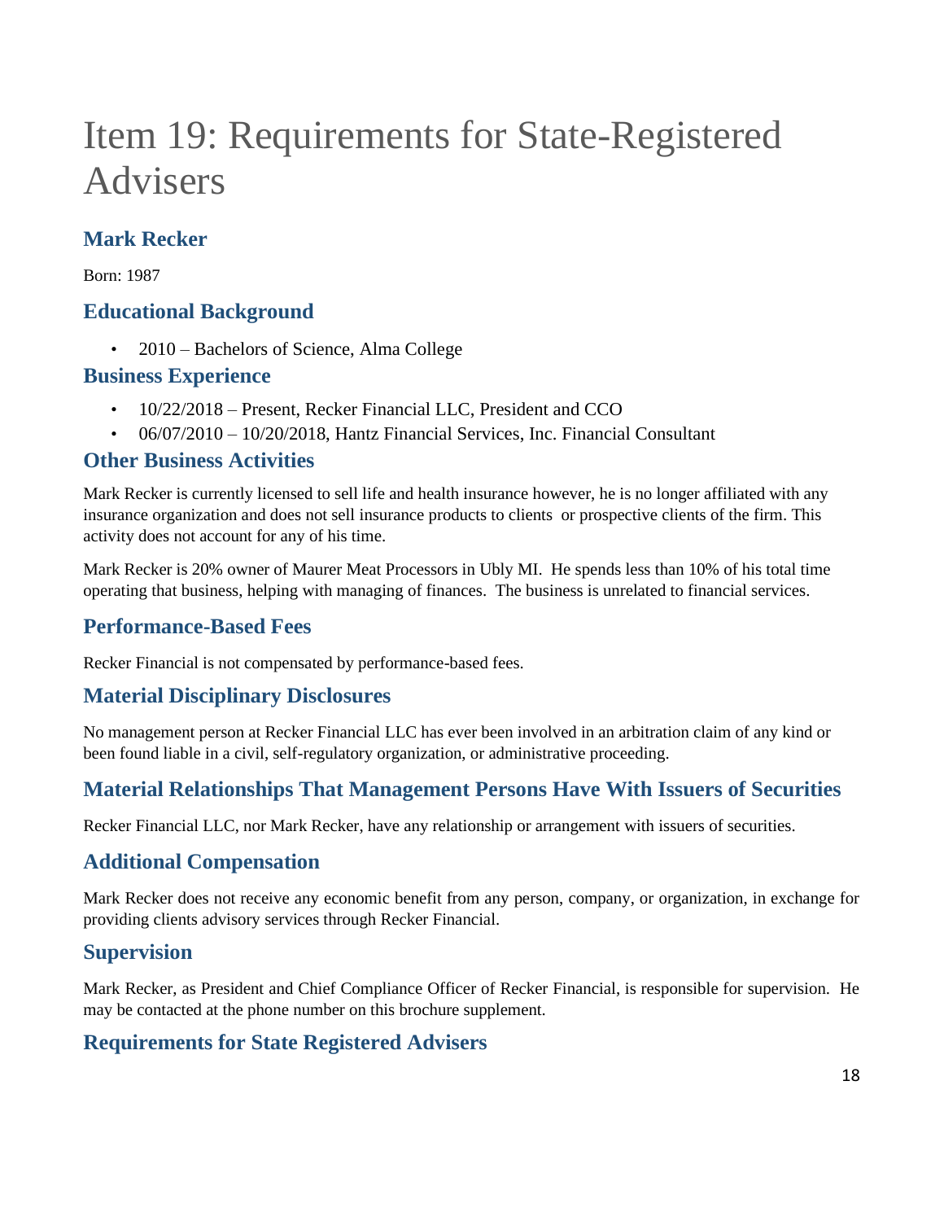# Item 19: Requirements for State-Registered Advisers

## Mark Recker

Born: 1987

## Educational Background

- 2010 – Bachelors of Science, Alma College

## Business Experience

- 10/22/2018 – Present, Recker Financial LLC, President and CCO
- 06/07/2010 – 10/20/2018, Hantz Financial Services, Inc. Financial Consultant

## Other Business Activities

Mark Recker is currently licensed to sell life and health insurance however, he is no longer affiliated with any insurance organization and does not sell insurance products to clients or prospective clients of the firm. This activity does not account for any of his time.

Mark Recker is 20% owner of Maurer Meat Processors in Ubly MI. He spends less than 10% of his total time operating that business, helping with managing of finances. The business is unrelated to financial services.

## Performance-Based Fees

Recker Financial is not compensated by performance-based fees.

## Material Disciplinary Disclosures

No management person at Recker Financial LLC has ever been involved in an arbitration claim of any kind or been found liable in a civil, self-regulatory organization, or administrative proceeding.

## Material Relationships That Management Persons Have With Issuers of Securities

Recker Financial LLC, nor Mark Recker, have any relationship or arrangement with issuers of securities.

## Additional Compensation

Mark Recker does not receive any economic benefit from any person, company, or organization, in exchange for providing clients advisory services through Recker Financial.

## Supervision

Mark Recker, as President and Chief Compliance Officer of Recker Financial, is responsible for supervision. He may be contacted at the phone number on this brochure supplement.

## Requirements for State Registered Advisers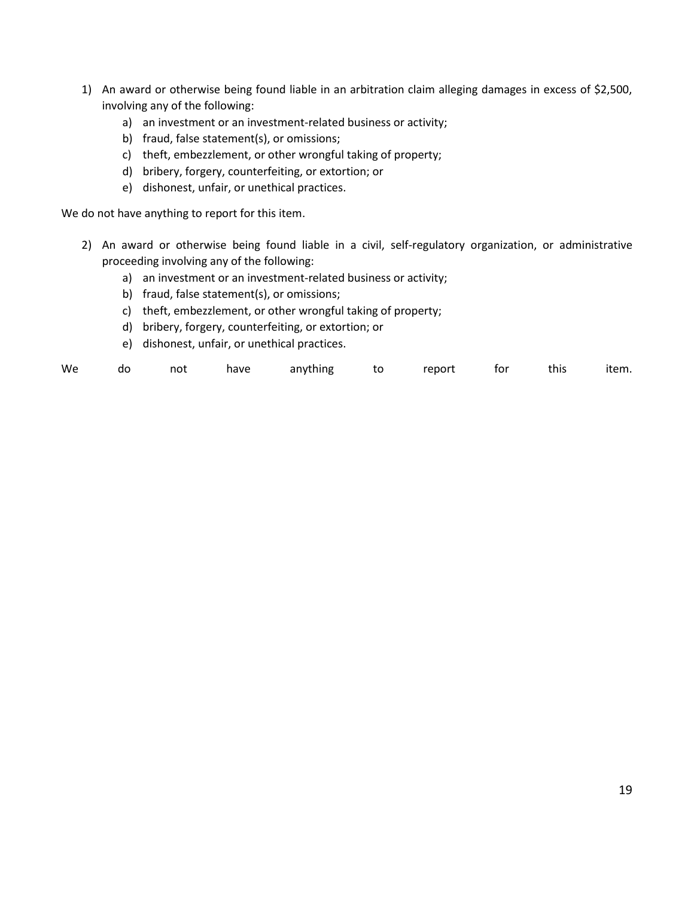1) An award or otherwise being found liable in an arbitration claim alleging damages in excess of $2,500, involving any of the following:
    a) an investment or an investment-related business or activity;
    b) fraud, false statement(s), or omissions;
    c) theft, embezzlement, or other wrongful taking of property;
    d) bribery, forgery, counterfeiting, or extortion; or
    e) dishonest, unfair, or unethical practices.

We do not have anything to report for this item.

2) An award or otherwise being found liable in a civil, self-regulatory organization, or administrative proceeding involving any of the following:
    a) an investment or an investment-related business or activity;
    b) fraud, false statement(s), or omissions;
    c) theft, embezzlement, or other wrongful taking of property;
    d) bribery, forgery, counterfeiting, or extortion; or
    e) dishonest, unfair, or unethical practices.

We do not have anything to report for this item.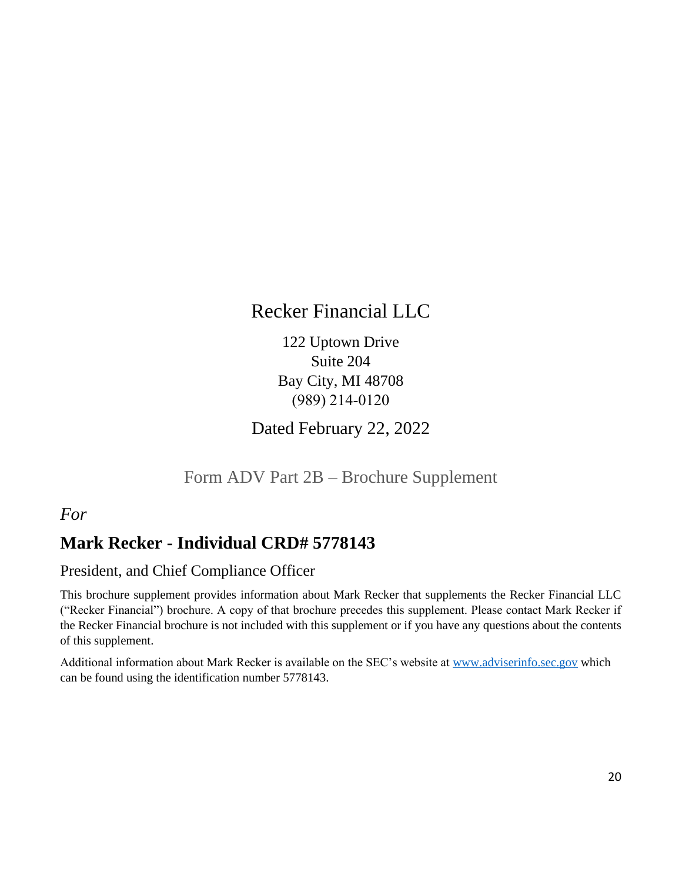# Recker Financial LLC

122 Uptown Drive
Suite 204
Bay City, MI 48708
(989) 214-0120

## Dated February 22, 2022

Form ADV Part 2B – Brochure Supplement

*For*

## Mark Recker - Individual CRD# 5778143

President, and Chief Compliance Officer

This brochure supplement provides information about Mark Recker that supplements the Recker Financial LLC ("Recker Financial") brochure. A copy of that brochure precedes this supplement. Please contact Mark Recker if the Recker Financial brochure is not included with this supplement or if you have any questions about the contents of this supplement.

Additional information about Mark Recker is available on the SEC's website at [www.adviserinfo.sec.gov](http://www.adviserinfo.sec.gov) which can be found using the identification number 5778143.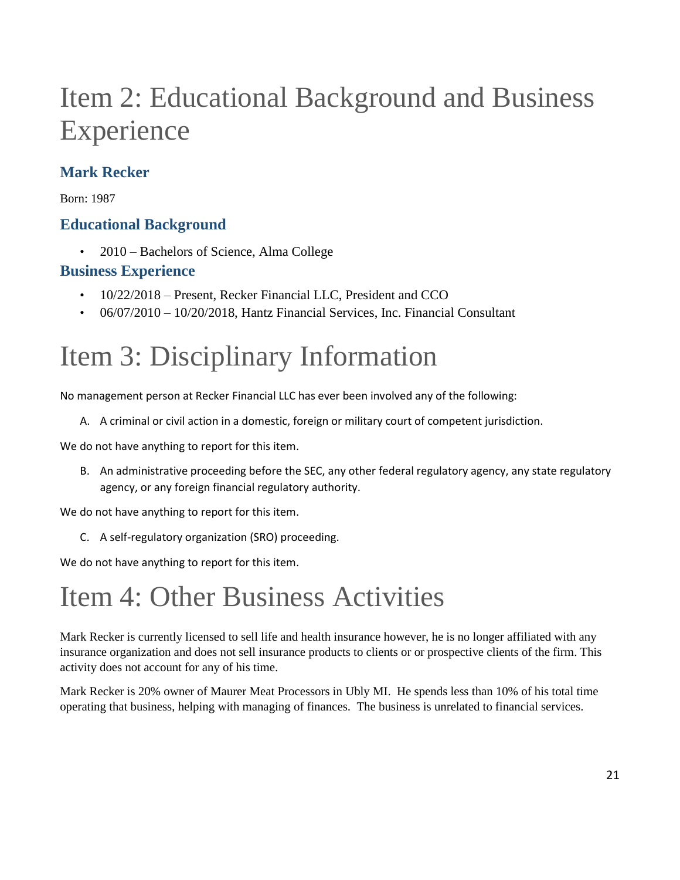# Item 2: Educational Background and Business Experience

### Mark Recker

Born: 1987

### Educational Background

- 2010 – Bachelors of Science, Alma College

### Business Experience

- 10/22/2018 – Present, Recker Financial LLC, President and CCO
- 06/07/2010 – 10/20/2018, Hantz Financial Services, Inc. Financial Consultant

# Item 3: Disciplinary Information

No management person at Recker Financial LLC has ever been involved any of the following:

A. A criminal or civil action in a domestic, foreign or military court of competent jurisdiction.

We do not have anything to report for this item.

B. An administrative proceeding before the SEC, any other federal regulatory agency, any state regulatory agency, or any foreign financial regulatory authority.

We do not have anything to report for this item.

C. A self-regulatory organization (SRO) proceeding.

We do not have anything to report for this item.

# Item 4: Other Business Activities

Mark Recker is currently licensed to sell life and health insurance however, he is no longer affiliated with any insurance organization and does not sell insurance products to clients or or prospective clients of the firm. This activity does not account for any of his time.

Mark Recker is 20% owner of Maurer Meat Processors in Ubly MI. He spends less than 10% of his total time operating that business, helping with managing of finances. The business is unrelated to financial services.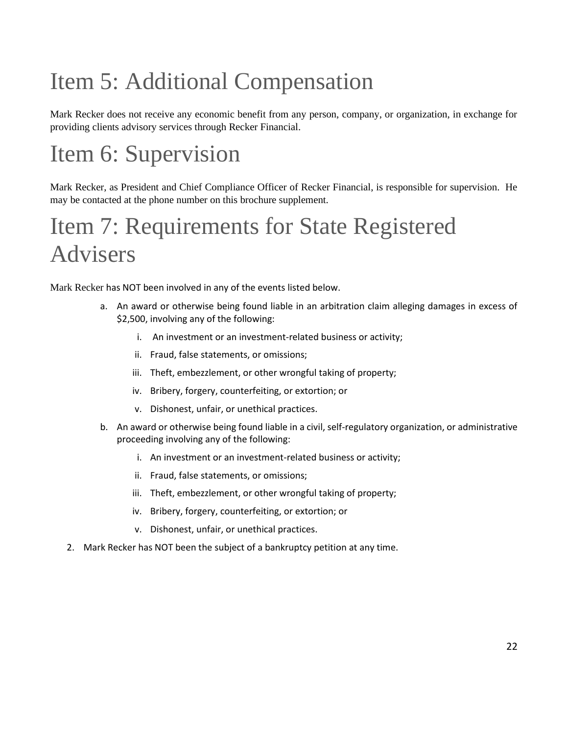# Item 5: Additional Compensation

Mark Recker does not receive any economic benefit from any person, company, or organization, in exchange for providing clients advisory services through Recker Financial.

# Item 6: Supervision

Mark Recker, as President and Chief Compliance Officer of Recker Financial, is responsible for supervision. He may be contacted at the phone number on this brochure supplement.

# Item 7: Requirements for State Registered Advisers

Mark Recker has NOT been involved in any of the events listed below.

a. An award or otherwise being found liable in an arbitration claim alleging damages in excess of $2,500, involving any of the following:
   i. An investment or an investment-related business or activity;
   ii. Fraud, false statements, or omissions;
   iii. Theft, embezzlement, or other wrongful taking of property;
   iv. Bribery, forgery, counterfeiting, or extortion; or
   v. Dishonest, unfair, or unethical practices.
b. An award or otherwise being found liable in a civil, self-regulatory organization, or administrative proceeding involving any of the following:
   i. An investment or an investment-related business or activity;
   ii. Fraud, false statements, or omissions;
   iii. Theft, embezzlement, or other wrongful taking of property;
   iv. Bribery, forgery, counterfeiting, or extortion; or
   v. Dishonest, unfair, or unethical practices.

2. Mark Recker has NOT been the subject of a bankruptcy petition at any time.